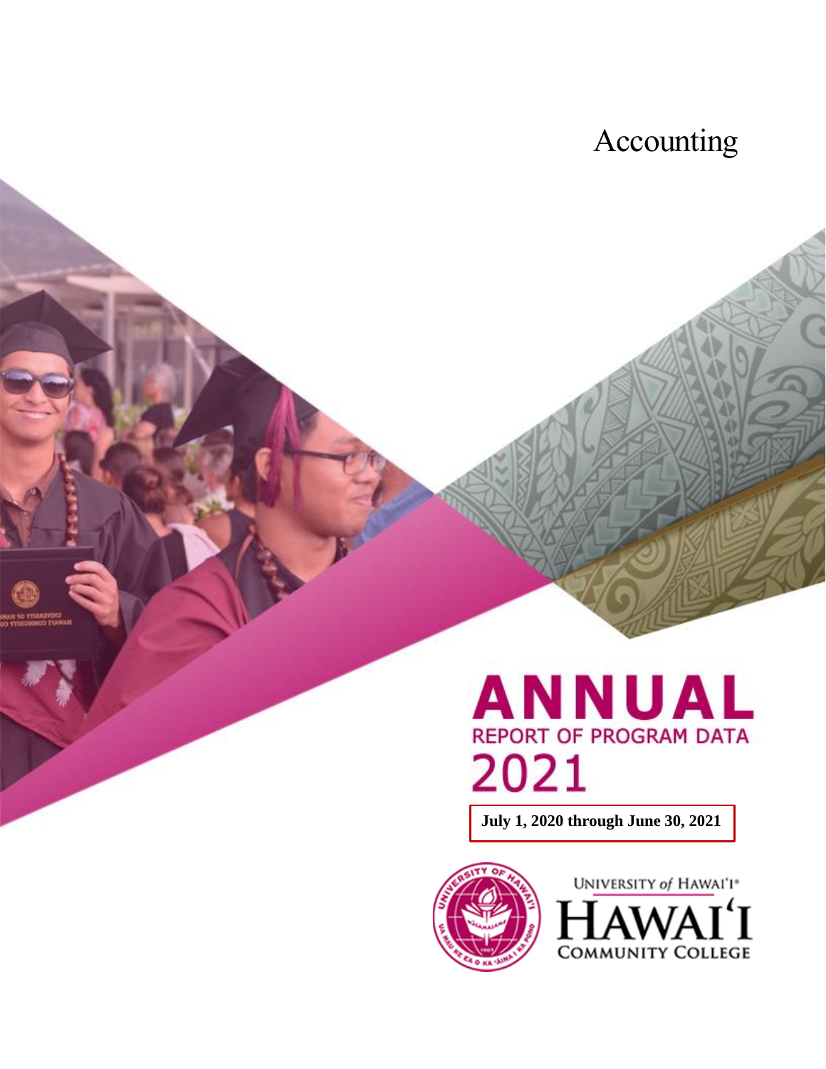# Accounting

# ANNUAL

## REPORT OF PROGRAM DATA

## 2021

**July 1, 2020 through June 30, 2021**

UNIVERSITY *of* HAWAI'I®

HAWAI'I

COMMUNITY COLLEGE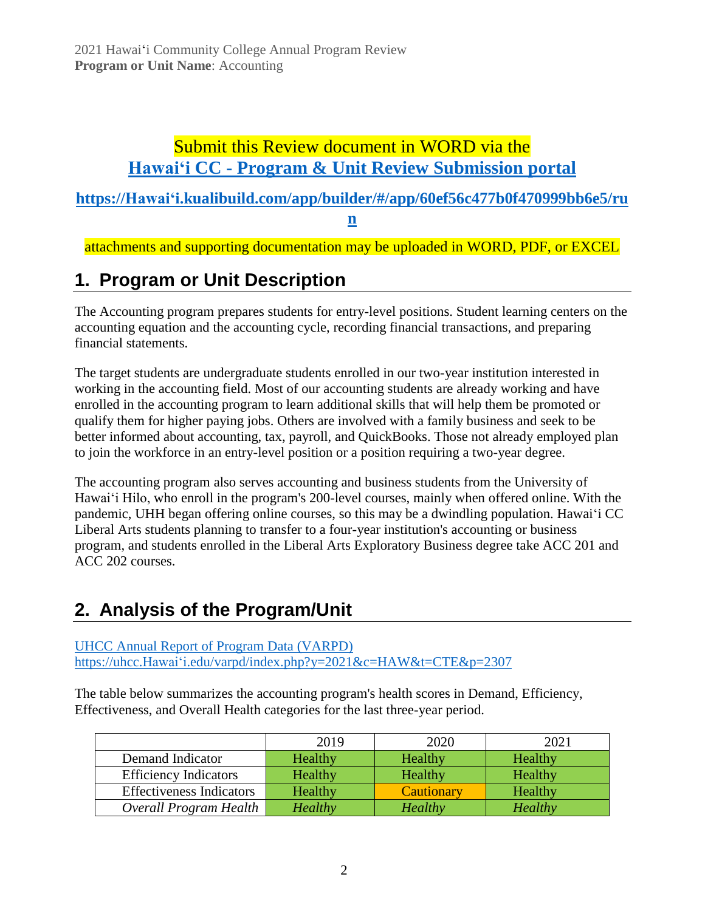Submit this Review document in WORD via the [Hawaiʻi CC - Program & Unit Review Submission portal](https://Hawaiʻi.kualibuild.com/app/builder/#/app/60ef56c477b0f470999bb6e5/run)

**https://Hawaiʻi.kualibuild.com/app/builder/#/app/60ef56c477b0f470999bb6e5/run**

attachments and supporting documentation may be uploaded in WORD, PDF, or EXCEL

## 1. Program or Unit Description

The Accounting program prepares students for entry-level positions. Student learning centers on the accounting equation and the accounting cycle, recording financial transactions, and preparing financial statements.

The target students are undergraduate students enrolled in our two-year institution interested in working in the accounting field. Most of our accounting students are already working and have enrolled in the accounting program to learn additional skills that will help them be promoted or qualify them for higher paying jobs. Others are involved with a family business and seek to be better informed about accounting, tax, payroll, and QuickBooks. Those not already employed plan to join the workforce in an entry-level position or a position requiring a two-year degree.

The accounting program also serves accounting and business students from the University of Hawaiʻi Hilo, who enroll in the program's 200-level courses, mainly when offered online. With the pandemic, UHH began offering online courses, so this may be a dwindling population. Hawaiʻi CC Liberal Arts students planning to transfer to a four-year institution's accounting or business program, and students enrolled in the Liberal Arts Exploratory Business degree take ACC 201 and ACC 202 courses.

## 2. Analysis of the Program/Unit

[UHCC Annual Report of Program Data (VARPD)](https://uhcc.Hawaiʻi.edu/varpd/index.php?y=2021&c=HAW&t=CTE&p=2307)
https://uhcc.Hawaiʻi.edu/varpd/index.php?y=2021&c=HAW&t=CTE&p=2307

The table below summarizes the accounting program's health scores in Demand, Efficiency, Effectiveness, and Overall Health categories for the last three-year period.

| | 2019 | 2020 | 2021 |
|---|---|---|---|
| Demand Indicator | Healthy | Healthy | Healthy |
| Efficiency Indicators | Healthy | Healthy | Healthy |
| Effectiveness Indicators | Healthy | Cautionary | Healthy |
| *Overall Program Health* | *Healthy* | *Healthy* | *Healthy* |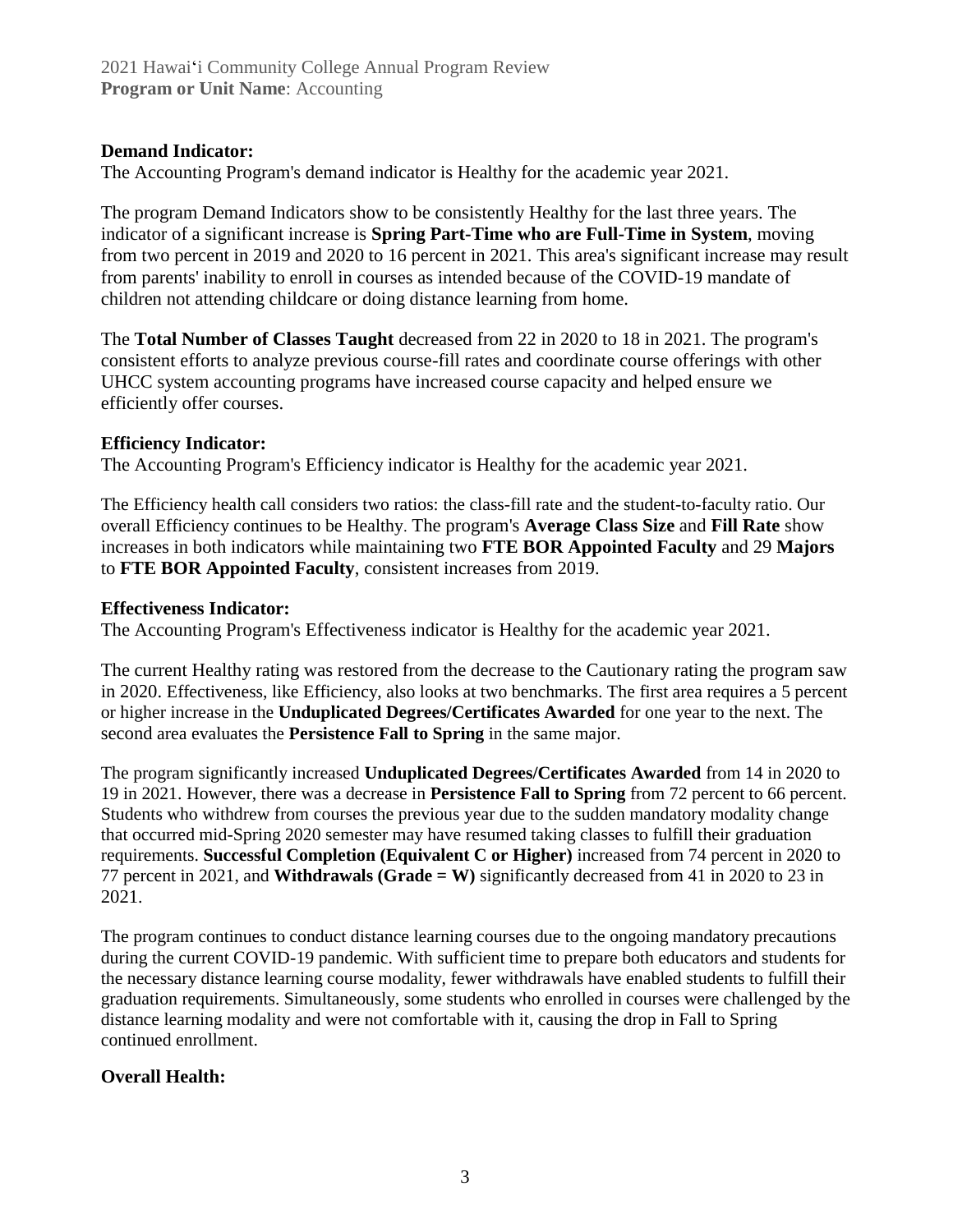**Demand Indicator:**
The Accounting Program's demand indicator is Healthy for the academic year 2021.

The program Demand Indicators show to be consistently Healthy for the last three years. The indicator of a significant increase is **Spring Part-Time who are Full-Time in System**, moving from two percent in 2019 and 2020 to 16 percent in 2021. This area's significant increase may result from parents' inability to enroll in courses as intended because of the COVID-19 mandate of children not attending childcare or doing distance learning from home.

The **Total Number of Classes Taught** decreased from 22 in 2020 to 18 in 2021. The program's consistent efforts to analyze previous course-fill rates and coordinate course offerings with other UHCC system accounting programs have increased course capacity and helped ensure we efficiently offer courses.

**Efficiency Indicator:**
The Accounting Program's Efficiency indicator is Healthy for the academic year 2021.

The Efficiency health call considers two ratios: the class-fill rate and the student-to-faculty ratio. Our overall Efficiency continues to be Healthy. The program's **Average Class Size** and **Fill Rate** show increases in both indicators while maintaining two **FTE BOR Appointed Faculty** and 29 **Majors** to **FTE BOR Appointed Faculty**, consistent increases from 2019.

**Effectiveness Indicator:**
The Accounting Program's Effectiveness indicator is Healthy for the academic year 2021.

The current Healthy rating was restored from the decrease to the Cautionary rating the program saw in 2020. Effectiveness, like Efficiency, also looks at two benchmarks. The first area requires a 5 percent or higher increase in the **Unduplicated Degrees/Certificates Awarded** for one year to the next. The second area evaluates the **Persistence Fall to Spring** in the same major.

The program significantly increased **Unduplicated Degrees/Certificates Awarded** from 14 in 2020 to 19 in 2021. However, there was a decrease in **Persistence Fall to Spring** from 72 percent to 66 percent. Students who withdrew from courses the previous year due to the sudden mandatory modality change that occurred mid-Spring 2020 semester may have resumed taking classes to fulfill their graduation requirements. **Successful Completion (Equivalent C or Higher)** increased from 74 percent in 2020 to 77 percent in 2021, and **Withdrawals (Grade = W)** significantly decreased from 41 in 2020 to 23 in 2021.

The program continues to conduct distance learning courses due to the ongoing mandatory precautions during the current COVID-19 pandemic. With sufficient time to prepare both educators and students for the necessary distance learning course modality, fewer withdrawals have enabled students to fulfill their graduation requirements. Simultaneously, some students who enrolled in courses were challenged by the distance learning modality and were not comfortable with it, causing the drop in Fall to Spring continued enrollment.

**Overall Health:**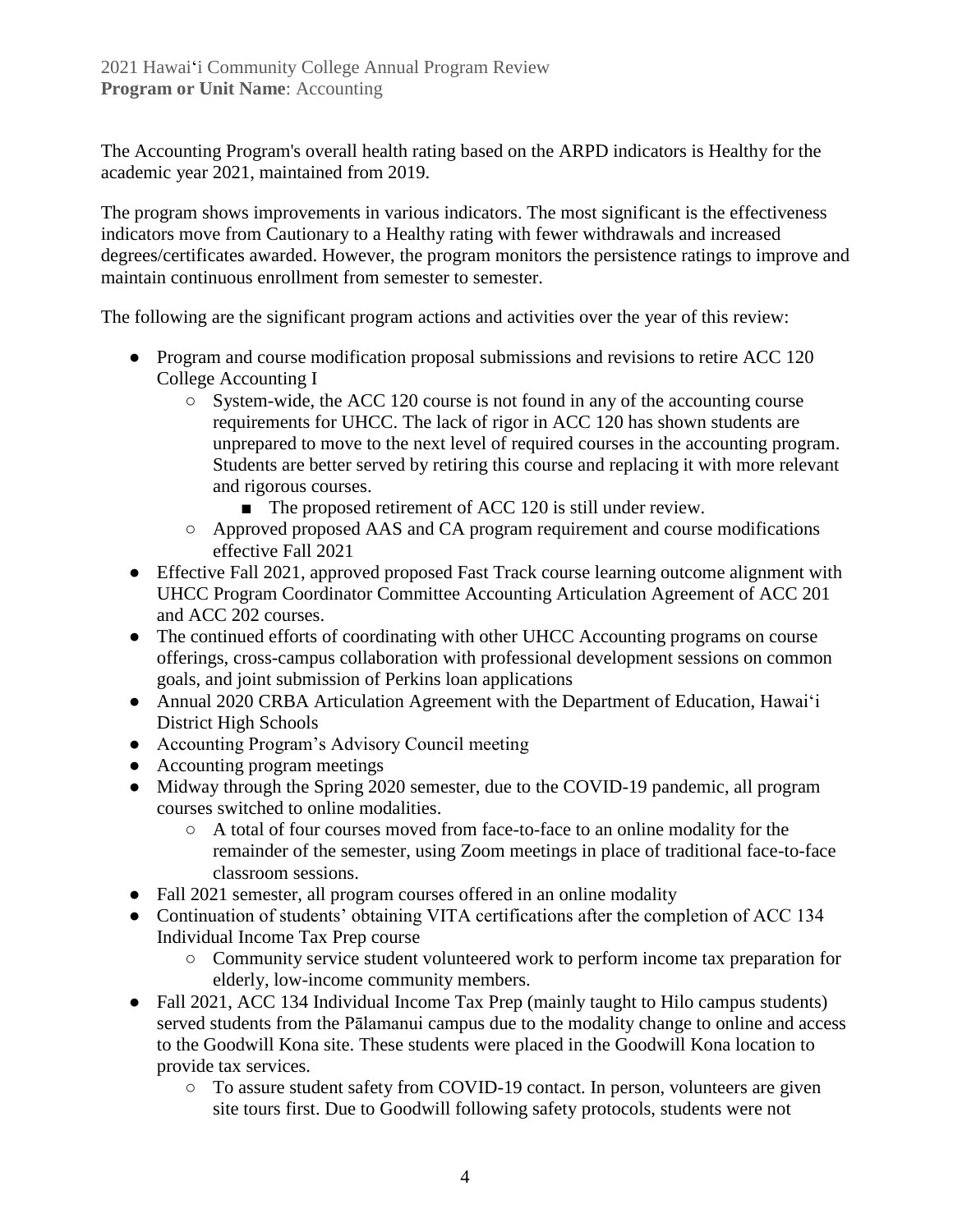The Accounting Program's overall health rating based on the ARPD indicators is Healthy for the academic year 2021, maintained from 2019.

The program shows improvements in various indicators. The most significant is the effectiveness indicators move from Cautionary to a Healthy rating with fewer withdrawals and increased degrees/certificates awarded. However, the program monitors the persistence ratings to improve and maintain continuous enrollment from semester to semester.

The following are the significant program actions and activities over the year of this review:

- Program and course modification proposal submissions and revisions to retire ACC 120 College Accounting I
  - System-wide, the ACC 120 course is not found in any of the accounting course requirements for UHCC. The lack of rigor in ACC 120 has shown students are unprepared to move to the next level of required courses in the accounting program. Students are better served by retiring this course and replacing it with more relevant and rigorous courses.
    - The proposed retirement of ACC 120 is still under review.
  - Approved proposed AAS and CA program requirement and course modifications effective Fall 2021
- Effective Fall 2021, approved proposed Fast Track course learning outcome alignment with UHCC Program Coordinator Committee Accounting Articulation Agreement of ACC 201 and ACC 202 courses.
- The continued efforts of coordinating with other UHCC Accounting programs on course offerings, cross-campus collaboration with professional development sessions on common goals, and joint submission of Perkins loan applications
- Annual 2020 CRBA Articulation Agreement with the Department of Education, Hawaiʻi District High Schools
- Accounting Program's Advisory Council meeting
- Accounting program meetings
- Midway through the Spring 2020 semester, due to the COVID-19 pandemic, all program courses switched to online modalities.
  - A total of four courses moved from face-to-face to an online modality for the remainder of the semester, using Zoom meetings in place of traditional face-to-face classroom sessions.
- Fall 2021 semester, all program courses offered in an online modality
- Continuation of students' obtaining VITA certifications after the completion of ACC 134 Individual Income Tax Prep course
  - Community service student volunteered work to perform income tax preparation for elderly, low-income community members.
- Fall 2021, ACC 134 Individual Income Tax Prep (mainly taught to Hilo campus students) served students from the Pālamanui campus due to the modality change to online and access to the Goodwill Kona site. These students were placed in the Goodwill Kona location to provide tax services.
  - To assure student safety from COVID-19 contact. In person, volunteers are given site tours first. Due to Goodwill following safety protocols, students were not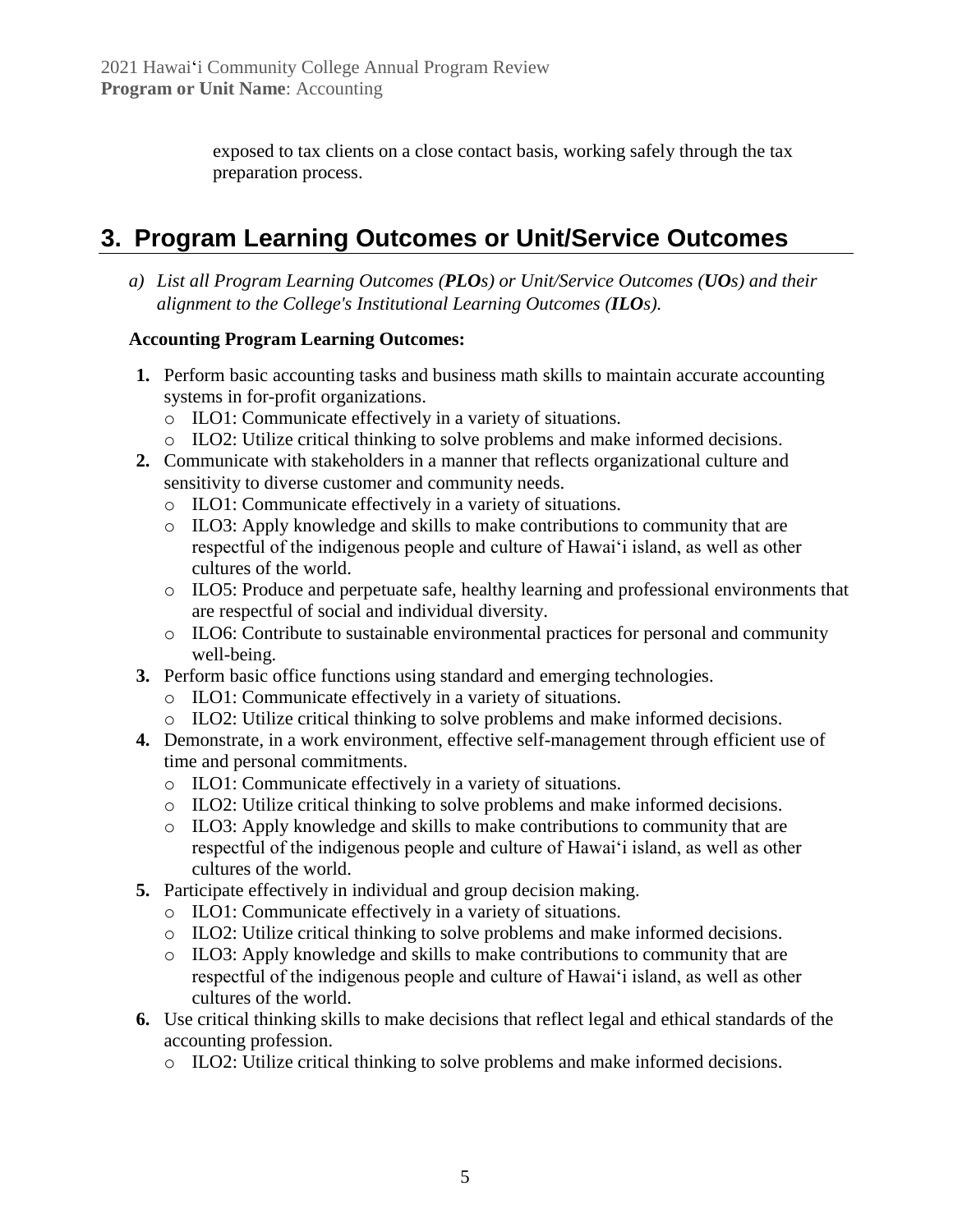exposed to tax clients on a close contact basis, working safely through the tax preparation process.

## 3. Program Learning Outcomes or Unit/Service Outcomes

*a) List all Program Learning Outcomes (**PLOs**) or Unit/Service Outcomes (**UOs**) and their alignment to the College's Institutional Learning Outcomes (**ILOs**).*

**Accounting Program Learning Outcomes:**

1. Perform basic accounting tasks and business math skills to maintain accurate accounting systems in for-profit organizations.
   - ILO1: Communicate effectively in a variety of situations.
   - ILO2: Utilize critical thinking to solve problems and make informed decisions.
2. Communicate with stakeholders in a manner that reflects organizational culture and sensitivity to diverse customer and community needs.
   - ILO1: Communicate effectively in a variety of situations.
   - ILO3: Apply knowledge and skills to make contributions to community that are respectful of the indigenous people and culture of Hawaiʻi island, as well as other cultures of the world.
   - ILO5: Produce and perpetuate safe, healthy learning and professional environments that are respectful of social and individual diversity.
   - ILO6: Contribute to sustainable environmental practices for personal and community well-being.
3. Perform basic office functions using standard and emerging technologies.
   - ILO1: Communicate effectively in a variety of situations.
   - ILO2: Utilize critical thinking to solve problems and make informed decisions.
4. Demonstrate, in a work environment, effective self-management through efficient use of time and personal commitments.
   - ILO1: Communicate effectively in a variety of situations.
   - ILO2: Utilize critical thinking to solve problems and make informed decisions.
   - ILO3: Apply knowledge and skills to make contributions to community that are respectful of the indigenous people and culture of Hawaiʻi island, as well as other cultures of the world.
5. Participate effectively in individual and group decision making.
   - ILO1: Communicate effectively in a variety of situations.
   - ILO2: Utilize critical thinking to solve problems and make informed decisions.
   - ILO3: Apply knowledge and skills to make contributions to community that are respectful of the indigenous people and culture of Hawaiʻi island, as well as other cultures of the world.
6. Use critical thinking skills to make decisions that reflect legal and ethical standards of the accounting profession.
   - ILO2: Utilize critical thinking to solve problems and make informed decisions.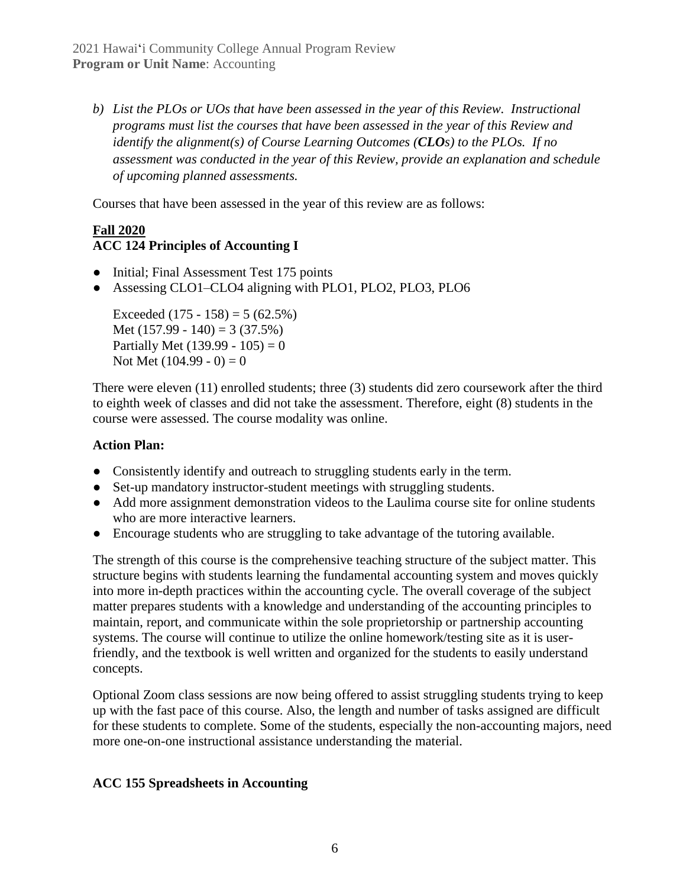*b) List the PLOs or UOs that have been assessed in the year of this Review. Instructional programs must list the courses that have been assessed in the year of this Review and identify the alignment(s) of Course Learning Outcomes (**CLOs**) to the PLOs. If no assessment was conducted in the year of this Review, provide an explanation and schedule of upcoming planned assessments.*

Courses that have been assessed in the year of this review are as follows:

**<u>Fall 2020</u>**

**ACC 124 Principles of Accounting I**

- Initial; Final Assessment Test 175 points
- Assessing CLO1–CLO4 aligning with PLO1, PLO2, PLO3, PLO6

Exceeded (175 - 158) = 5 (62.5%)
Met (157.99 - 140) = 3 (37.5%)
Partially Met (139.99 - 105) = 0
Not Met (104.99 - 0) = 0

There were eleven (11) enrolled students; three (3) students did zero coursework after the third to eighth week of classes and did not take the assessment. Therefore, eight (8) students in the course were assessed. The course modality was online.

**Action Plan:**

- Consistently identify and outreach to struggling students early in the term.
- Set-up mandatory instructor-student meetings with struggling students.
- Add more assignment demonstration videos to the Laulima course site for online students who are more interactive learners.
- Encourage students who are struggling to take advantage of the tutoring available.

The strength of this course is the comprehensive teaching structure of the subject matter. This structure begins with students learning the fundamental accounting system and moves quickly into more in-depth practices within the accounting cycle. The overall coverage of the subject matter prepares students with a knowledge and understanding of the accounting principles to maintain, report, and communicate within the sole proprietorship or partnership accounting systems. The course will continue to utilize the online homework/testing site as it is user-friendly, and the textbook is well written and organized for the students to easily understand concepts.

Optional Zoom class sessions are now being offered to assist struggling students trying to keep up with the fast pace of this course. Also, the length and number of tasks assigned are difficult for these students to complete. Some of the students, especially the non-accounting majors, need more one-on-one instructional assistance understanding the material.

**ACC 155 Spreadsheets in Accounting**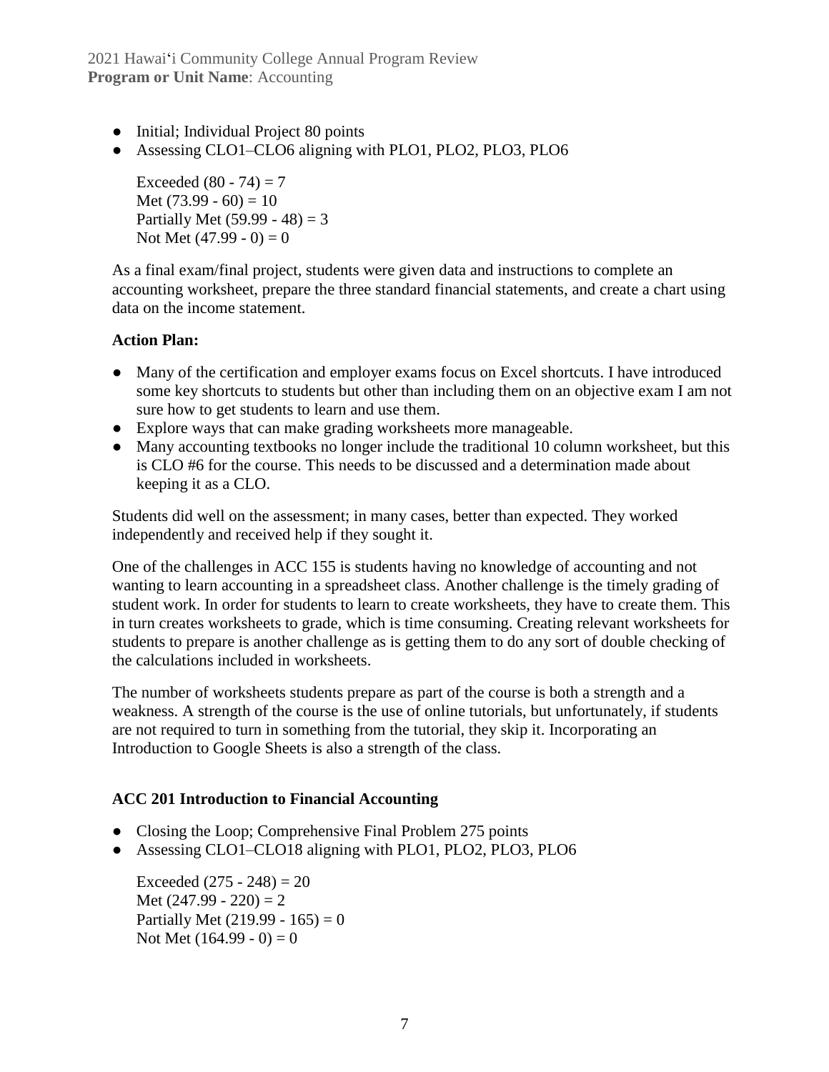- Initial; Individual Project 80 points
- Assessing CLO1–CLO6 aligning with PLO1, PLO2, PLO3, PLO6

  Exceeded (80 - 74) = 7
  Met (73.99 - 60) = 10
  Partially Met (59.99 - 48) = 3
  Not Met (47.99 - 0) = 0

As a final exam/final project, students were given data and instructions to complete an accounting worksheet, prepare the three standard financial statements, and create a chart using data on the income statement.

**Action Plan:**

- Many of the certification and employer exams focus on Excel shortcuts. I have introduced some key shortcuts to students but other than including them on an objective exam I am not sure how to get students to learn and use them.
- Explore ways that can make grading worksheets more manageable.
- Many accounting textbooks no longer include the traditional 10 column worksheet, but this is CLO #6 for the course. This needs to be discussed and a determination made about keeping it as a CLO.

Students did well on the assessment; in many cases, better than expected. They worked independently and received help if they sought it.

One of the challenges in ACC 155 is students having no knowledge of accounting and not wanting to learn accounting in a spreadsheet class. Another challenge is the timely grading of student work. In order for students to learn to create worksheets, they have to create them. This in turn creates worksheets to grade, which is time consuming. Creating relevant worksheets for students to prepare is another challenge as is getting them to do any sort of double checking of the calculations included in worksheets.

The number of worksheets students prepare as part of the course is both a strength and a weakness. A strength of the course is the use of online tutorials, but unfortunately, if students are not required to turn in something from the tutorial, they skip it. Incorporating an Introduction to Google Sheets is also a strength of the class.

**ACC 201 Introduction to Financial Accounting**

- Closing the Loop; Comprehensive Final Problem 275 points
- Assessing CLO1–CLO18 aligning with PLO1, PLO2, PLO3, PLO6

  Exceeded (275 - 248) = 20
  Met (247.99 - 220) = 2
  Partially Met (219.99 - 165) = 0
  Not Met (164.99 - 0) = 0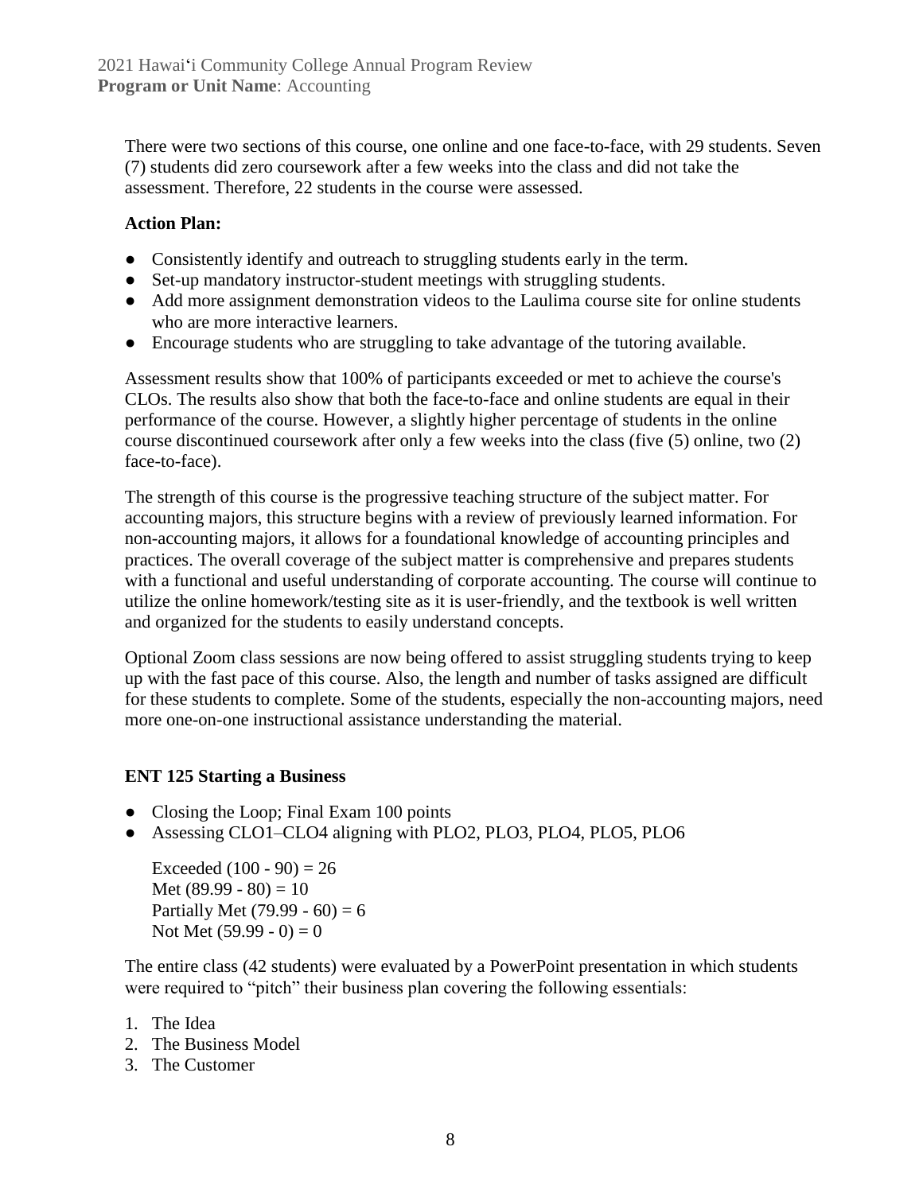There were two sections of this course, one online and one face-to-face, with 29 students. Seven (7) students did zero coursework after a few weeks into the class and did not take the assessment. Therefore, 22 students in the course were assessed.

**Action Plan:**

- Consistently identify and outreach to struggling students early in the term.
- Set-up mandatory instructor-student meetings with struggling students.
- Add more assignment demonstration videos to the Laulima course site for online students who are more interactive learners.
- Encourage students who are struggling to take advantage of the tutoring available.

Assessment results show that 100% of participants exceeded or met to achieve the course's CLOs. The results also show that both the face-to-face and online students are equal in their performance of the course. However, a slightly higher percentage of students in the online course discontinued coursework after only a few weeks into the class (five (5) online, two (2) face-to-face).

The strength of this course is the progressive teaching structure of the subject matter. For accounting majors, this structure begins with a review of previously learned information. For non-accounting majors, it allows for a foundational knowledge of accounting principles and practices. The overall coverage of the subject matter is comprehensive and prepares students with a functional and useful understanding of corporate accounting. The course will continue to utilize the online homework/testing site as it is user-friendly, and the textbook is well written and organized for the students to easily understand concepts.

Optional Zoom class sessions are now being offered to assist struggling students trying to keep up with the fast pace of this course. Also, the length and number of tasks assigned are difficult for these students to complete. Some of the students, especially the non-accounting majors, need more one-on-one instructional assistance understanding the material.

### ENT 125 Starting a Business

- Closing the Loop; Final Exam 100 points
- Assessing CLO1–CLO4 aligning with PLO2, PLO3, PLO4, PLO5, PLO6

  Exceeded (100 - 90) = 26
  Met (89.99 - 80) = 10
  Partially Met (79.99 - 60) = 6
  Not Met (59.99 - 0) = 0

The entire class (42 students) were evaluated by a PowerPoint presentation in which students were required to "pitch" their business plan covering the following essentials:

1. The Idea
2. The Business Model
3. The Customer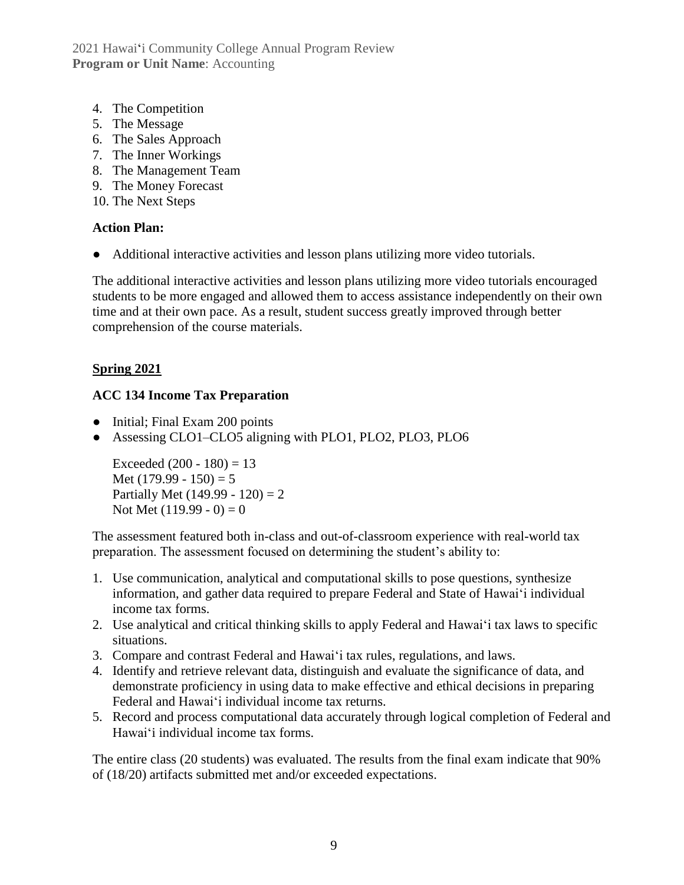4. The Competition
5. The Message
6. The Sales Approach
7. The Inner Workings
8. The Management Team
9. The Money Forecast
10. The Next Steps

**Action Plan:**

- Additional interactive activities and lesson plans utilizing more video tutorials.

The additional interactive activities and lesson plans utilizing more video tutorials encouraged students to be more engaged and allowed them to access assistance independently on their own time and at their own pace. As a result, student success greatly improved through better comprehension of the course materials.

**Spring 2021**

**ACC 134 Income Tax Preparation**

- Initial; Final Exam 200 points
- Assessing CLO1–CLO5 aligning with PLO1, PLO2, PLO3, PLO6

  Exceeded (200 - 180) = 13
  Met (179.99 - 150) = 5
  Partially Met (149.99 - 120) = 2
  Not Met (119.99 - 0) = 0

The assessment featured both in-class and out-of-classroom experience with real-world tax preparation. The assessment focused on determining the student's ability to:

1. Use communication, analytical and computational skills to pose questions, synthesize information, and gather data required to prepare Federal and State of Hawai'i individual income tax forms.
2. Use analytical and critical thinking skills to apply Federal and Hawai'i tax laws to specific situations.
3. Compare and contrast Federal and Hawai'i tax rules, regulations, and laws.
4. Identify and retrieve relevant data, distinguish and evaluate the significance of data, and demonstrate proficiency in using data to make effective and ethical decisions in preparing Federal and Hawai'i individual income tax returns.
5. Record and process computational data accurately through logical completion of Federal and Hawai'i individual income tax forms.

The entire class (20 students) was evaluated. The results from the final exam indicate that 90% of (18/20) artifacts submitted met and/or exceeded expectations.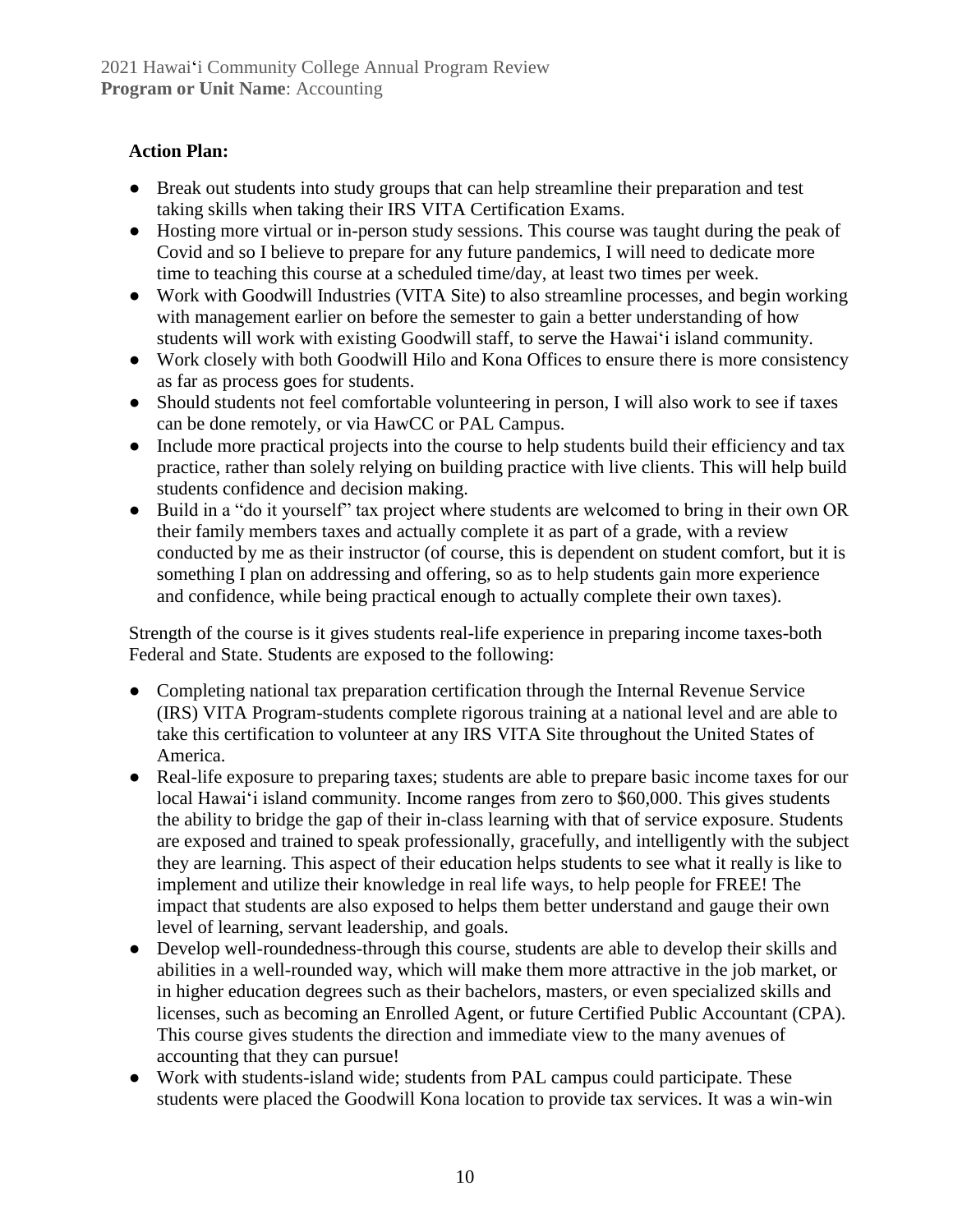**Action Plan:**

- Break out students into study groups that can help streamline their preparation and test taking skills when taking their IRS VITA Certification Exams.
- Hosting more virtual or in-person study sessions. This course was taught during the peak of Covid and so I believe to prepare for any future pandemics, I will need to dedicate more time to teaching this course at a scheduled time/day, at least two times per week.
- Work with Goodwill Industries (VITA Site) to also streamline processes, and begin working with management earlier on before the semester to gain a better understanding of how students will work with existing Goodwill staff, to serve the Hawaiʻi island community.
- Work closely with both Goodwill Hilo and Kona Offices to ensure there is more consistency as far as process goes for students.
- Should students not feel comfortable volunteering in person, I will also work to see if taxes can be done remotely, or via HawCC or PAL Campus.
- Include more practical projects into the course to help students build their efficiency and tax practice, rather than solely relying on building practice with live clients. This will help build students confidence and decision making.
- Build in a "do it yourself" tax project where students are welcomed to bring in their own OR their family members taxes and actually complete it as part of a grade, with a review conducted by me as their instructor (of course, this is dependent on student comfort, but it is something I plan on addressing and offering, so as to help students gain more experience and confidence, while being practical enough to actually complete their own taxes).

Strength of the course is it gives students real-life experience in preparing income taxes-both Federal and State. Students are exposed to the following:

- Completing national tax preparation certification through the Internal Revenue Service (IRS) VITA Program-students complete rigorous training at a national level and are able to take this certification to volunteer at any IRS VITA Site throughout the United States of America.
- Real-life exposure to preparing taxes; students are able to prepare basic income taxes for our local Hawaiʻi island community. Income ranges from zero to $60,000. This gives students the ability to bridge the gap of their in-class learning with that of service exposure. Students are exposed and trained to speak professionally, gracefully, and intelligently with the subject they are learning. This aspect of their education helps students to see what it really is like to implement and utilize their knowledge in real life ways, to help people for FREE! The impact that students are also exposed to helps them better understand and gauge their own level of learning, servant leadership, and goals.
- Develop well-roundedness-through this course, students are able to develop their skills and abilities in a well-rounded way, which will make them more attractive in the job market, or in higher education degrees such as their bachelors, masters, or even specialized skills and licenses, such as becoming an Enrolled Agent, or future Certified Public Accountant (CPA). This course gives students the direction and immediate view to the many avenues of accounting that they can pursue!
- Work with students-island wide; students from PAL campus could participate. These students were placed the Goodwill Kona location to provide tax services. It was a win-win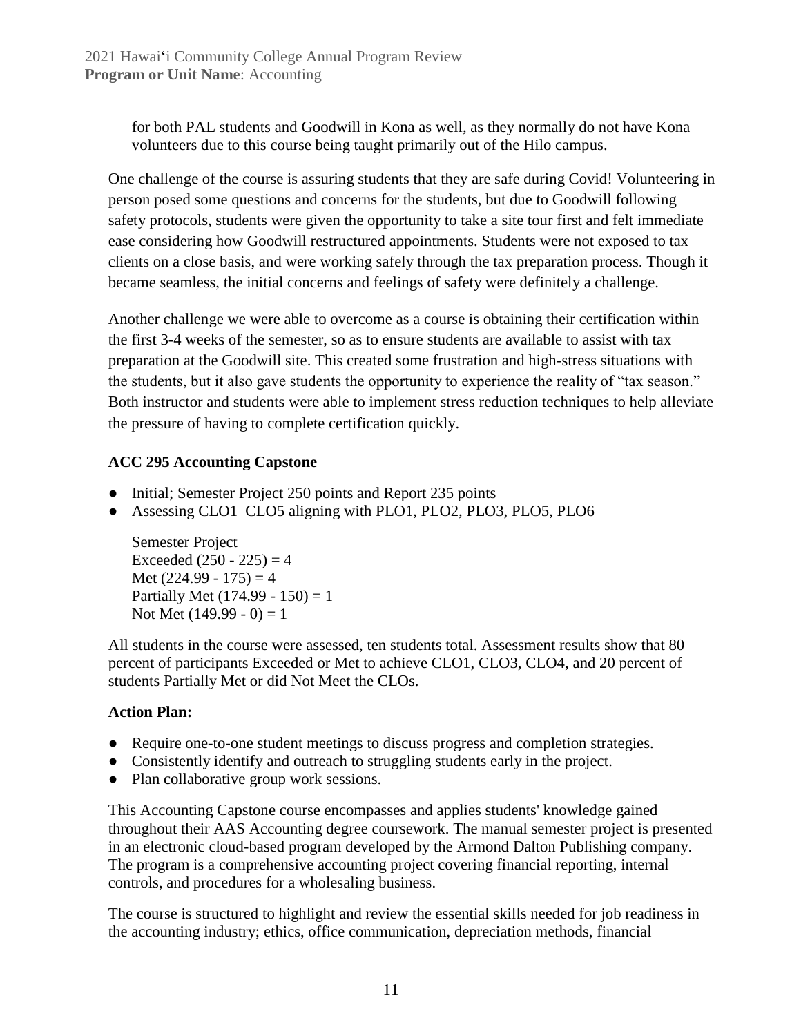for both PAL students and Goodwill in Kona as well, as they normally do not have Kona volunteers due to this course being taught primarily out of the Hilo campus.

One challenge of the course is assuring students that they are safe during Covid! Volunteering in person posed some questions and concerns for the students, but due to Goodwill following safety protocols, students were given the opportunity to take a site tour first and felt immediate ease considering how Goodwill restructured appointments. Students were not exposed to tax clients on a close basis, and were working safely through the tax preparation process. Though it became seamless, the initial concerns and feelings of safety were definitely a challenge.

Another challenge we were able to overcome as a course is obtaining their certification within the first 3-4 weeks of the semester, so as to ensure students are available to assist with tax preparation at the Goodwill site. This created some frustration and high-stress situations with the students, but it also gave students the opportunity to experience the reality of "tax season." Both instructor and students were able to implement stress reduction techniques to help alleviate the pressure of having to complete certification quickly.

**ACC 295 Accounting Capstone**

- Initial; Semester Project 250 points and Report 235 points
- Assessing CLO1–CLO5 aligning with PLO1, PLO2, PLO3, PLO5, PLO6

  Semester Project
  Exceeded (250 - 225) = 4
  Met (224.99 - 175) = 4
  Partially Met (174.99 - 150) = 1
  Not Met (149.99 - 0) = 1

All students in the course were assessed, ten students total. Assessment results show that 80 percent of participants Exceeded or Met to achieve CLO1, CLO3, CLO4, and 20 percent of students Partially Met or did Not Meet the CLOs.

**Action Plan:**

- Require one-to-one student meetings to discuss progress and completion strategies.
- Consistently identify and outreach to struggling students early in the project.
- Plan collaborative group work sessions.

This Accounting Capstone course encompasses and applies students' knowledge gained throughout their AAS Accounting degree coursework. The manual semester project is presented in an electronic cloud-based program developed by the Armond Dalton Publishing company. The program is a comprehensive accounting project covering financial reporting, internal controls, and procedures for a wholesaling business.

The course is structured to highlight and review the essential skills needed for job readiness in the accounting industry; ethics, office communication, depreciation methods, financial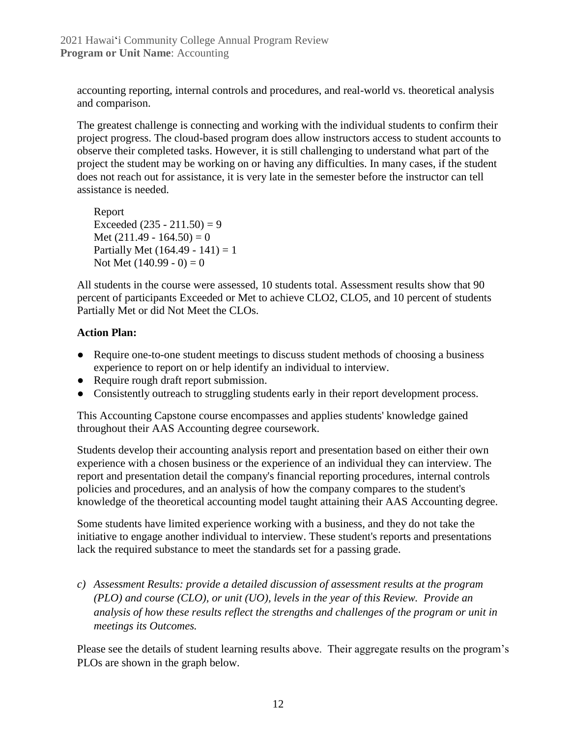accounting reporting, internal controls and procedures, and real-world vs. theoretical analysis and comparison.

The greatest challenge is connecting and working with the individual students to confirm their project progress. The cloud-based program does allow instructors access to student accounts to observe their completed tasks. However, it is still challenging to understand what part of the project the student may be working on or having any difficulties. In many cases, if the student does not reach out for assistance, it is very late in the semester before the instructor can tell assistance is needed.

Report
Exceeded (235 - 211.50) = 9
Met (211.49 - 164.50) = 0
Partially Met (164.49 - 141) = 1
Not Met (140.99 - 0) = 0

All students in the course were assessed, 10 students total. Assessment results show that 90 percent of participants Exceeded or Met to achieve CLO2, CLO5, and 10 percent of students Partially Met or did Not Meet the CLOs.

**Action Plan:**

- Require one-to-one student meetings to discuss student methods of choosing a business experience to report on or help identify an individual to interview.
- Require rough draft report submission.
- Consistently outreach to struggling students early in their report development process.

This Accounting Capstone course encompasses and applies students' knowledge gained throughout their AAS Accounting degree coursework.

Students develop their accounting analysis report and presentation based on either their own experience with a chosen business or the experience of an individual they can interview. The report and presentation detail the company's financial reporting procedures, internal controls policies and procedures, and an analysis of how the company compares to the student's knowledge of the theoretical accounting model taught attaining their AAS Accounting degree.

Some students have limited experience working with a business, and they do not take the initiative to engage another individual to interview. These student's reports and presentations lack the required substance to meet the standards set for a passing grade.

*c) Assessment Results: provide a detailed discussion of assessment results at the program (PLO) and course (CLO), or unit (UO), levels in the year of this Review. Provide an analysis of how these results reflect the strengths and challenges of the program or unit in meetings its Outcomes.*

Please see the details of student learning results above. Their aggregate results on the program's PLOs are shown in the graph below.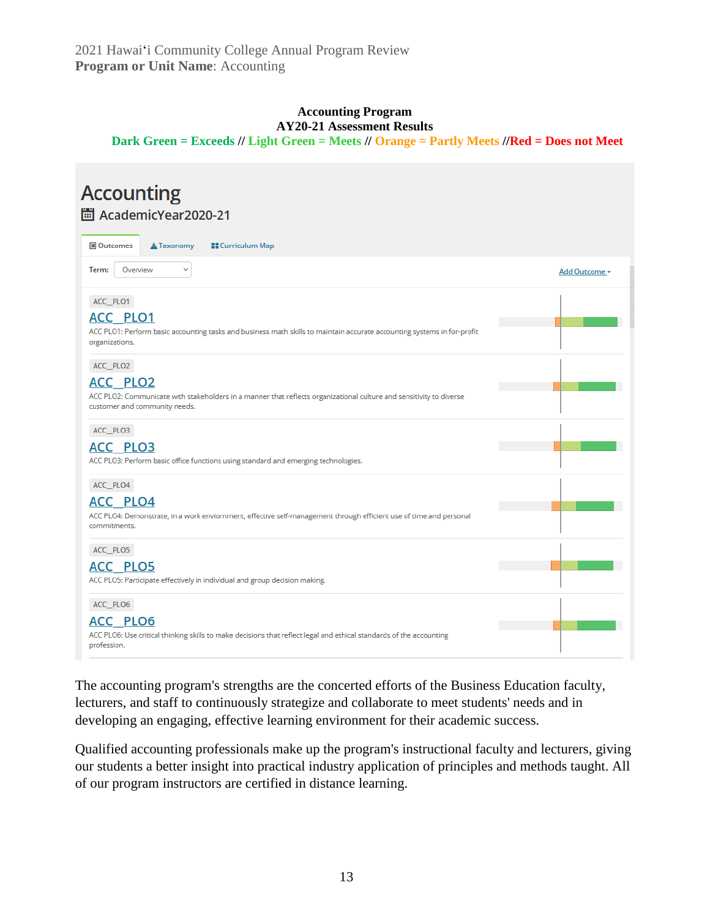**Accounting Program**
**AY20-21 Assessment Results**
**Dark Green = Exceeds // Light Green = Meets // Orange = Partly Meets //Red = Does not Meet**

# Accounting

AcademicYear2020-21

Outcomes | Taxonomy | Curriculum Map

Term: Overview

Add Outcome

ACC_PLO1

## ACC_PLO1

ACC PLO1: Perform basic accounting tasks and business math skills to maintain accurate accounting systems in for-profit organizations.

ACC_PLO2

## ACC_PLO2

ACC PLO2: Communicate with stakeholders in a manner that reflects organizational culture and sensitivity to diverse customer and community needs.

ACC_PLO3

## ACC_PLO3

ACC PLO3: Perform basic office functions using standard and emerging technologies.

ACC_PLO4

## ACC_PLO4

ACC PLO4: Demonstrate, in a work enviornment, effective self-management through efficient use of time and personal commitments.

ACC_PLO5

## ACC_PLO5

ACC PLO5: Participate effectively in individual and group decision making.

ACC_PLO6

## ACC_PLO6

ACC PLO6: Use critical thinking skills to make decisions that reflect legal and ethical standards of the accounting profession.

The accounting program's strengths are the concerted efforts of the Business Education faculty, lecturers, and staff to continuously strategize and collaborate to meet students' needs and in developing an engaging, effective learning environment for their academic success.

Qualified accounting professionals make up the program's instructional faculty and lecturers, giving our students a better insight into practical industry application of principles and methods taught. All of our program instructors are certified in distance learning.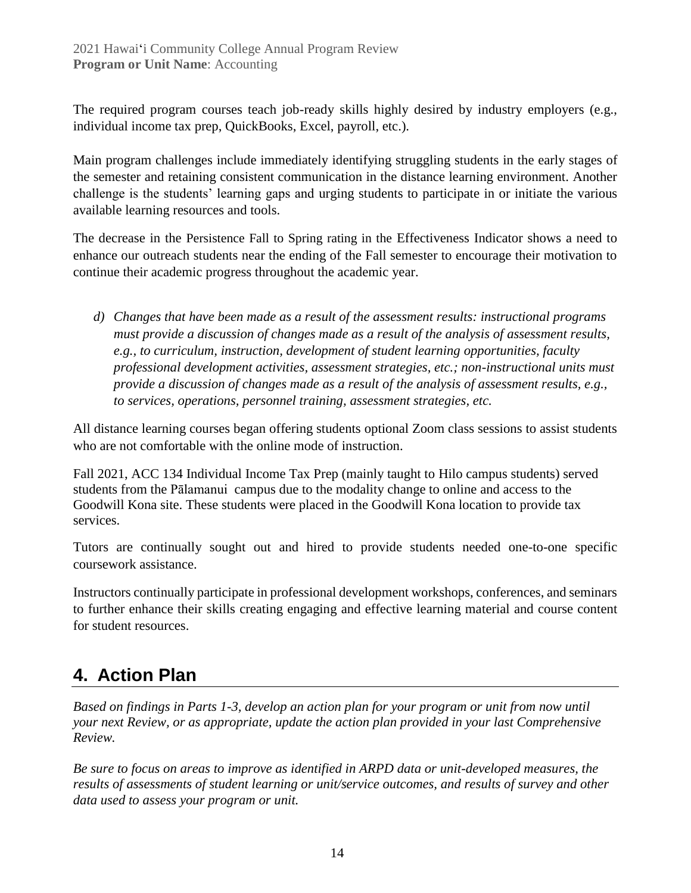The required program courses teach job-ready skills highly desired by industry employers (e.g., individual income tax prep, QuickBooks, Excel, payroll, etc.).

Main program challenges include immediately identifying struggling students in the early stages of the semester and retaining consistent communication in the distance learning environment. Another challenge is the students' learning gaps and urging students to participate in or initiate the various available learning resources and tools.

The decrease in the Persistence Fall to Spring rating in the Effectiveness Indicator shows a need to enhance our outreach students near the ending of the Fall semester to encourage their motivation to continue their academic progress throughout the academic year.

d) *Changes that have been made as a result of the assessment results: instructional programs must provide a discussion of changes made as a result of the analysis of assessment results, e.g., to curriculum, instruction, development of student learning opportunities, faculty professional development activities, assessment strategies, etc.; non-instructional units must provide a discussion of changes made as a result of the analysis of assessment results, e.g., to services, operations, personnel training, assessment strategies, etc.*

All distance learning courses began offering students optional Zoom class sessions to assist students who are not comfortable with the online mode of instruction.

Fall 2021, ACC 134 Individual Income Tax Prep (mainly taught to Hilo campus students) served students from the Pālamanui campus due to the modality change to online and access to the Goodwill Kona site. These students were placed in the Goodwill Kona location to provide tax services.

Tutors are continually sought out and hired to provide students needed one-to-one specific coursework assistance.

Instructors continually participate in professional development workshops, conferences, and seminars to further enhance their skills creating engaging and effective learning material and course content for student resources.

## 4. Action Plan

*Based on findings in Parts 1-3, develop an action plan for your program or unit from now until your next Review, or as appropriate, update the action plan provided in your last Comprehensive Review.*

*Be sure to focus on areas to improve as identified in ARPD data or unit-developed measures, the results of assessments of student learning or unit/service outcomes, and results of survey and other data used to assess your program or unit.*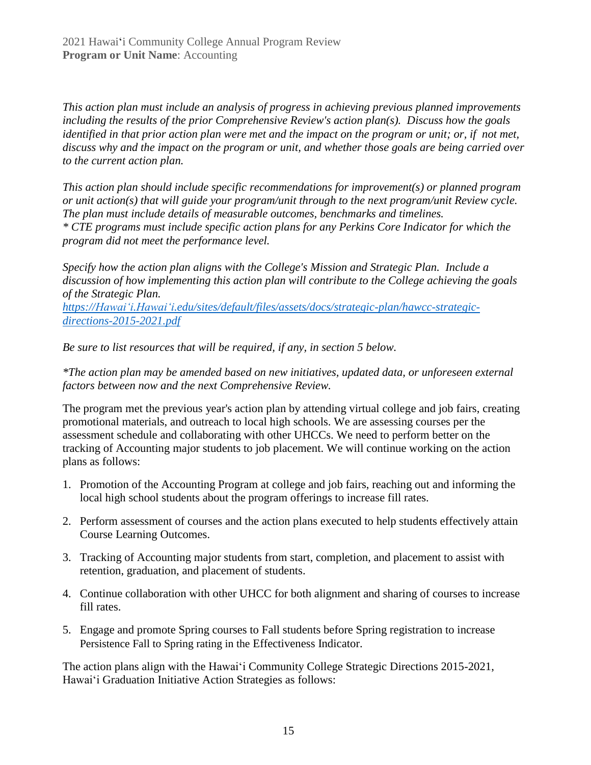*This action plan must include an analysis of progress in achieving previous planned improvements including the results of the prior Comprehensive Review's action plan(s). Discuss how the goals identified in that prior action plan were met and the impact on the program or unit; or, if not met, discuss why and the impact on the program or unit, and whether those goals are being carried over to the current action plan.*

*This action plan should include specific recommendations for improvement(s) or planned program or unit action(s) that will guide your program/unit through to the next program/unit Review cycle. The plan must include details of measurable outcomes, benchmarks and timelines.*
*\* CTE programs must include specific action plans for any Perkins Core Indicator for which the program did not meet the performance level.*

*Specify how the action plan aligns with the College's Mission and Strategic Plan. Include a discussion of how implementing this action plan will contribute to the College achieving the goals of the Strategic Plan.*
[*https://Hawai'i.Hawai'i.edu/sites/default/files/assets/docs/strategic-plan/hawcc-strategic-directions-2015-2021.pdf*](https://Hawai'i.Hawai'i.edu/sites/default/files/assets/docs/strategic-plan/hawcc-strategic-directions-2015-2021.pdf)

*Be sure to list resources that will be required, if any, in section 5 below.*

*\*The action plan may be amended based on new initiatives, updated data, or unforeseen external factors between now and the next Comprehensive Review.*

The program met the previous year's action plan by attending virtual college and job fairs, creating promotional materials, and outreach to local high schools. We are assessing courses per the assessment schedule and collaborating with other UHCCs. We need to perform better on the tracking of Accounting major students to job placement. We will continue working on the action plans as follows:

1. Promotion of the Accounting Program at college and job fairs, reaching out and informing the local high school students about the program offerings to increase fill rates.
2. Perform assessment of courses and the action plans executed to help students effectively attain Course Learning Outcomes.
3. Tracking of Accounting major students from start, completion, and placement to assist with retention, graduation, and placement of students.
4. Continue collaboration with other UHCC for both alignment and sharing of courses to increase fill rates.
5. Engage and promote Spring courses to Fall students before Spring registration to increase Persistence Fall to Spring rating in the Effectiveness Indicator.

The action plans align with the Hawaiʻi Community College Strategic Directions 2015-2021, Hawaiʻi Graduation Initiative Action Strategies as follows: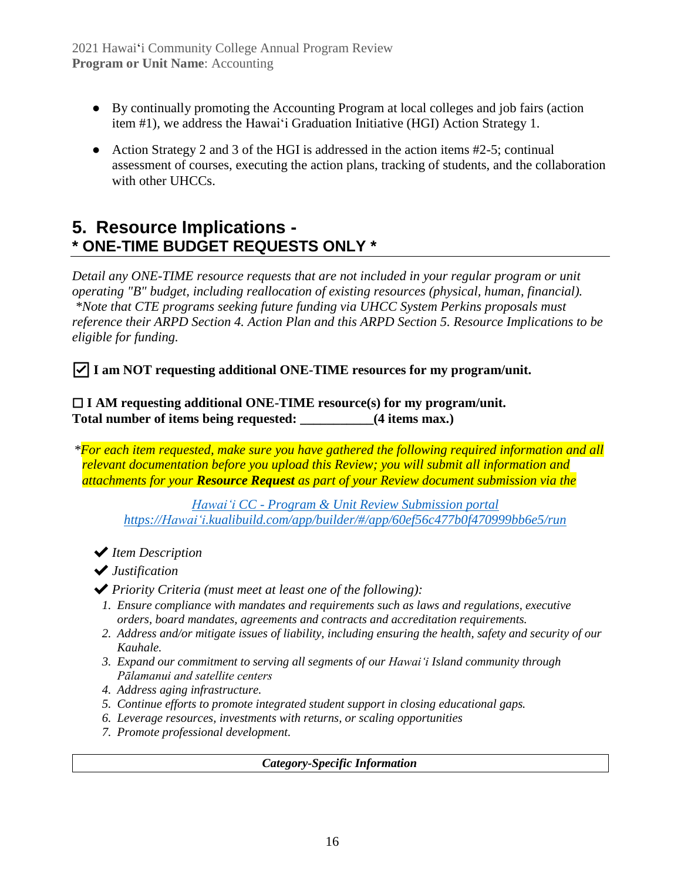- By continually promoting the Accounting Program at local colleges and job fairs (action item #1), we address the Hawaiʻi Graduation Initiative (HGI) Action Strategy 1.
- Action Strategy 2 and 3 of the HGI is addressed in the action items #2-5; continual assessment of courses, executing the action plans, tracking of students, and the collaboration with other UHCCs.

## 5. Resource Implications - * ONE-TIME BUDGET REQUESTS ONLY *

*Detail any ONE-TIME resource requests that are not included in your regular program or unit operating "B" budget, including reallocation of existing resources (physical, human, financial). *Note that CTE programs seeking future funding via UHCC System Perkins proposals must reference their ARPD Section 4. Action Plan and this ARPD Section 5. Resource Implications to be eligible for funding.*

☑ **I am NOT requesting additional ONE-TIME resources for my program/unit.**

☐ **I AM requesting additional ONE-TIME resource(s) for my program/unit.**
**Total number of items being requested: ___________(4 items max.)**

**For each item requested, make sure you have gathered the following required information and all relevant documentation before you upload this Review; you will submit all information and attachments for your **Resource Request** as part of your Review document submission via the*

*[Hawaiʻi CC - Program & Unit Review Submission portal](https://Hawaiʻi.kualibuild.com/app/builder/#/app/60ef56c477b0f470999bb6e5/run)*
*https://Hawaiʻi.kualibuild.com/app/builder/#/app/60ef56c477b0f470999bb6e5/run*

✔ *Item Description*

✔ *Justification*

✔ *Priority Criteria (must meet at least one of the following):*

1. *Ensure compliance with mandates and requirements such as laws and regulations, executive orders, board mandates, agreements and contracts and accreditation requirements.*
2. *Address and/or mitigate issues of liability, including ensuring the health, safety and security of our Kauhale.*
3. *Expand our commitment to serving all segments of our Hawaiʻi Island community through Pālamanui and satellite centers*
4. *Address aging infrastructure.*
5. *Continue efforts to promote integrated student support in closing educational gaps.*
6. *Leverage resources, investments with returns, or scaling opportunities*
7. *Promote professional development.*

| ***Category-Specific Information*** |
|---|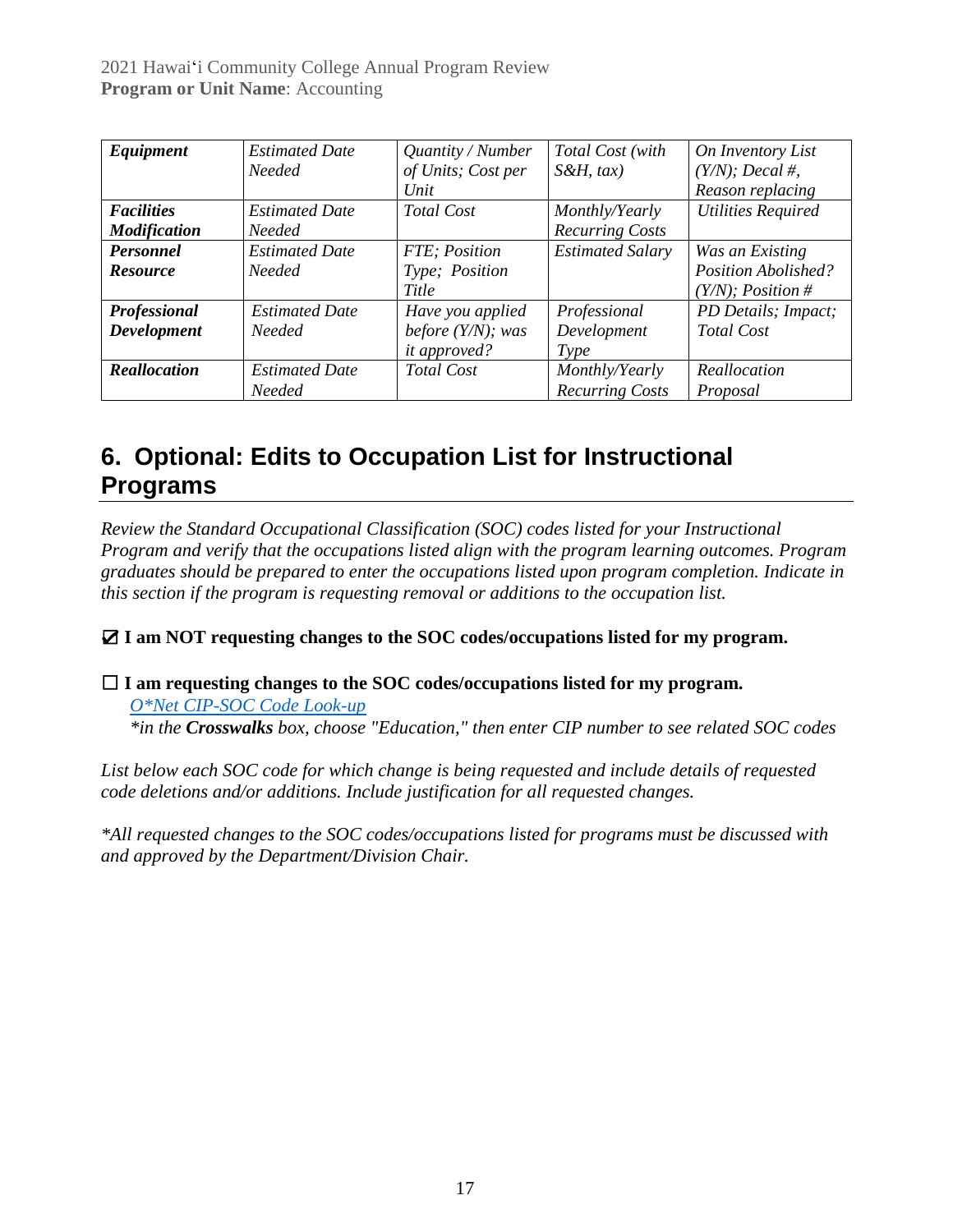| | | | | |
|---|---|---|---|---|
| ***Equipment*** | *Estimated Date Needed* | *Quantity / Number of Units; Cost per Unit* | *Total Cost (with S&H, tax)* | *On Inventory List (Y/N); Decal #, Reason replacing* |
| ***Facilities Modification*** | *Estimated Date Needed* | *Total Cost* | *Monthly/Yearly Recurring Costs* | *Utilities Required* |
| ***Personnel Resource*** | *Estimated Date Needed* | *FTE; Position Type; Position Title* | *Estimated Salary* | *Was an Existing Position Abolished? (Y/N); Position #* |
| ***Professional Development*** | *Estimated Date Needed* | *Have you applied before (Y/N); was it approved?* | *Professional Development Type* | *PD Details; Impact; Total Cost* |
| ***Reallocation*** | *Estimated Date Needed* | *Total Cost* | *Monthly/Yearly Recurring Costs* | *Reallocation Proposal* |

## 6. Optional: Edits to Occupation List for Instructional Programs

*Review the Standard Occupational Classification (SOC) codes listed for your Instructional Program and verify that the occupations listed align with the program learning outcomes. Program graduates should be prepared to enter the occupations listed upon program completion. Indicate in this section if the program is requesting removal or additions to the occupation list.*

☑ **I am NOT requesting changes to the SOC codes/occupations listed for my program.**

☐ **I am requesting changes to the SOC codes/occupations listed for my program.**
*O*Net CIP-SOC Code Look-up*
*\*in the **Crosswalks** box, choose "Education," then enter CIP number to see related SOC codes*

*List below each SOC code for which change is being requested and include details of requested code deletions and/or additions. Include justification for all requested changes.*

*\*All requested changes to the SOC codes/occupations listed for programs must be discussed with and approved by the Department/Division Chair.*